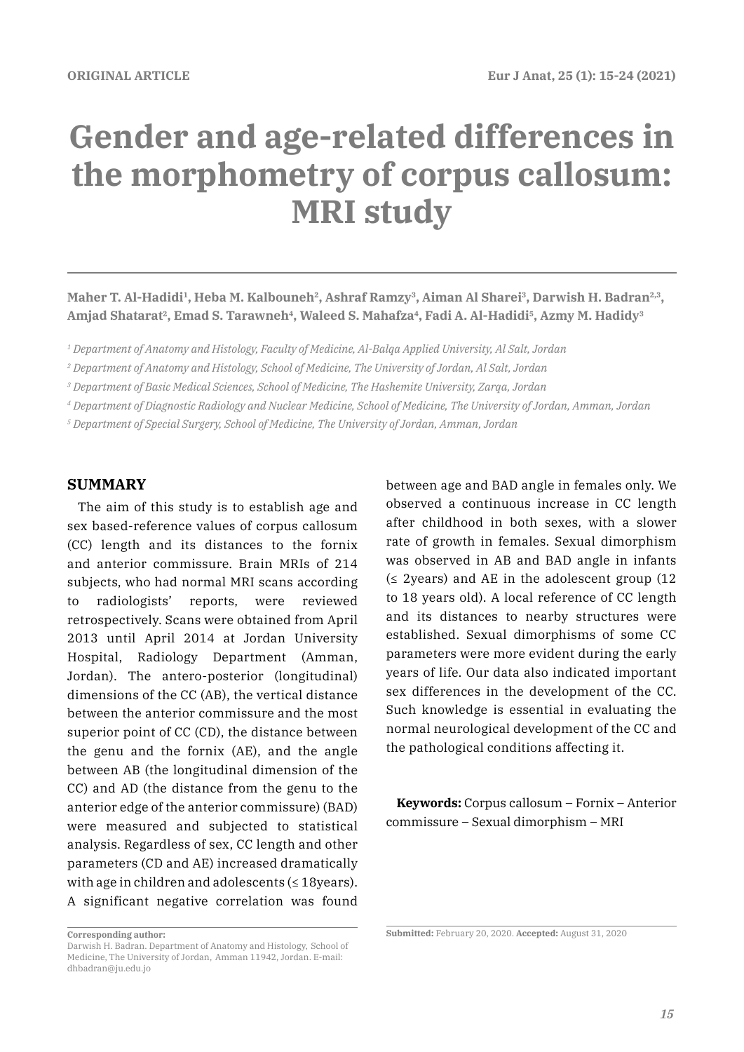ORIGINAL ARTICLE

# Gender and age-related differences in the morphometry of corpus callosum: MRI study

**Maher T. Al-Hadidi[1], Heba M. Kalbouneh[2], Ashraf Ramzy[3], Aiman Al Sharei[3], Darwish H. Badran[2,3], Amjad Shatarat[2], Emad S. Tarawneh[4], Waleed S. Mahafza[4], Fadi A. Al-Hadidi[5], Azmy M. Hadidy[3]**

*[1] Department of Anatomy and Histology, Faculty of Medicine, Al-Balqa Applied University, Al Salt, Jordan*

*[2] Department of Anatomy and Histology, School of Medicine, The University of Jordan, Al Salt, Jordan*

*[3] Department of Basic Medical Sciences, School of Medicine, The Hashemite University, Zarqa, Jordan*

*[4] Department of Diagnostic Radiology and Nuclear Medicine, School of Medicine, The University of Jordan, Amman, Jordan*

*[5] Department of Special Surgery, School of Medicine, The University of Jordan, Amman, Jordan*

## SUMMARY

The aim of this study is to establish age and sex based-reference values of corpus callosum (CC) length and its distances to the fornix and anterior commissure. Brain MRIs of 214 subjects, who had normal MRI scans according to radiologists' reports, were reviewed retrospectively. Scans were obtained from April 2013 until April 2014 at Jordan University Hospital, Radiology Department (Amman, Jordan). The antero-posterior (longitudinal) dimensions of the CC (AB), the vertical distance between the anterior commissure and the most superior point of CC (CD), the distance between the genu and the fornix (AE), and the angle between AB (the longitudinal dimension of the CC) and AD (the distance from the genu to the anterior edge of the anterior commissure) (BAD) were measured and subjected to statistical analysis. Regardless of sex, CC length and other parameters (CD and AE) increased dramatically with age in children and adolescents (≤ 18years). A significant negative correlation was found between age and BAD angle in females only. We observed a continuous increase in CC length after childhood in both sexes, with a slower rate of growth in females. Sexual dimorphism was observed in AB and BAD angle in infants (≤ 2years) and AE in the adolescent group (12 to 18 years old). A local reference of CC length and its distances to nearby structures were established. Sexual dimorphisms of some CC parameters were more evident during the early years of life. Our data also indicated important sex differences in the development of the CC. Such knowledge is essential in evaluating the normal neurological development of the CC and the pathological conditions affecting it.

**Keywords:** Corpus callosum – Fornix – Anterior commissure – Sexual dimorphism – MRI

**Corresponding author:**
Darwish H. Badran. Department of Anatomy and Histology, School of Medicine, The University of Jordan, Amman 11942, Jordan. E-mail: dhbadran@ju.edu.jo

**Submitted:** February 20, 2020. **Accepted:** August 31, 2020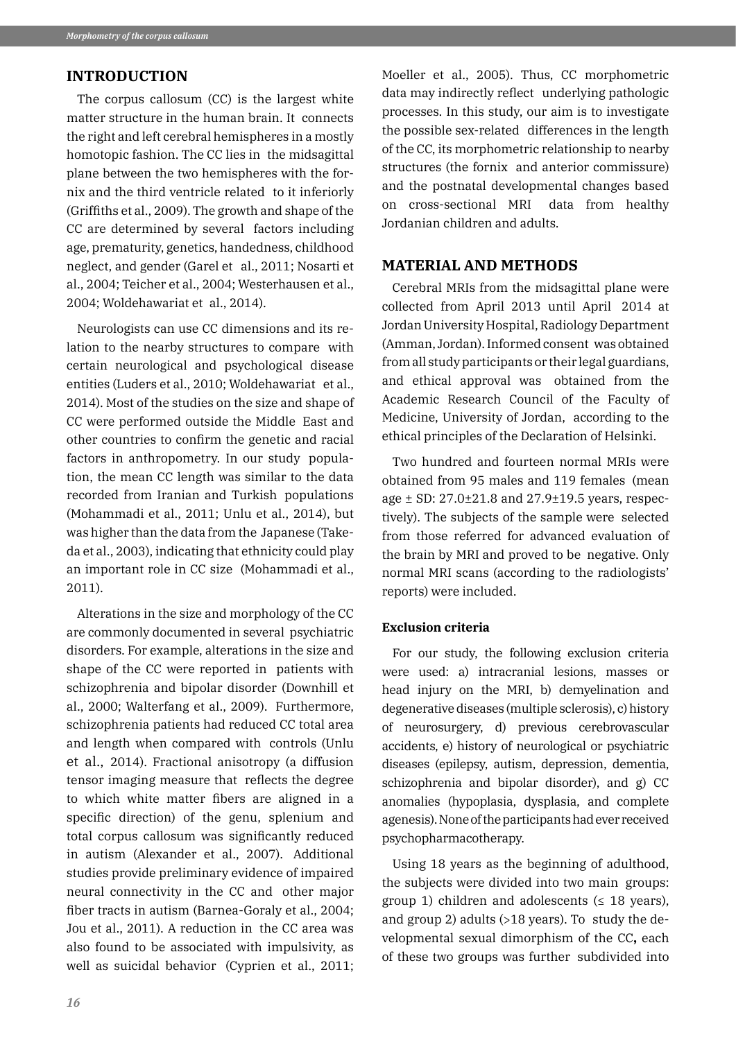## INTRODUCTION

The corpus callosum (CC) is the largest white matter structure in the human brain. It connects the right and left cerebral hemispheres in a mostly homotopic fashion. The CC lies in the midsagittal plane between the two hemispheres with the fornix and the third ventricle related to it inferiorly (Griffiths et al., 2009). The growth and shape of the CC are determined by several factors including age, prematurity, genetics, handedness, childhood neglect, and gender (Garel et al., 2011; Nosarti et al., 2004; Teicher et al., 2004; Westerhausen et al., 2004; Woldehawariat et al., 2014).

Neurologists can use CC dimensions and its relation to the nearby structures to compare with certain neurological and psychological disease entities (Luders et al., 2010; Woldehawariat et al., 2014). Most of the studies on the size and shape of CC were performed outside the Middle East and other countries to confirm the genetic and racial factors in anthropometry. In our study population, the mean CC length was similar to the data recorded from Iranian and Turkish populations (Mohammadi et al., 2011; Unlu et al., 2014), but was higher than the data from the Japanese (Takeda et al., 2003), indicating that ethnicity could play an important role in CC size (Mohammadi et al., 2011).

Alterations in the size and morphology of the CC are commonly documented in several psychiatric disorders. For example, alterations in the size and shape of the CC were reported in patients with schizophrenia and bipolar disorder (Downhill et al., 2000; Walterfang et al., 2009). Furthermore, schizophrenia patients had reduced CC total area and length when compared with controls (Unlu et al., 2014). Fractional anisotropy (a diffusion tensor imaging measure that reflects the degree to which white matter fibers are aligned in a specific direction) of the genu, splenium and total corpus callosum was significantly reduced in autism (Alexander et al., 2007). Additional studies provide preliminary evidence of impaired neural connectivity in the CC and other major fiber tracts in autism (Barnea-Goraly et al., 2004; Jou et al., 2011). A reduction in the CC area was also found to be associated with impulsivity, as well as suicidal behavior (Cyprien et al., 2011; Moeller et al., 2005). Thus, CC morphometric data may indirectly reflect underlying pathologic processes. In this study, our aim is to investigate the possible sex-related differences in the length of the CC, its morphometric relationship to nearby structures (the fornix and anterior commissure) and the postnatal developmental changes based on cross-sectional MRI data from healthy Jordanian children and adults.

## MATERIAL AND METHODS

Cerebral MRIs from the midsagittal plane were collected from April 2013 until April 2014 at Jordan University Hospital, Radiology Department (Amman, Jordan). Informed consent was obtained from all study participants or their legal guardians, and ethical approval was obtained from the Academic Research Council of the Faculty of Medicine, University of Jordan, according to the ethical principles of the Declaration of Helsinki.

Two hundred and fourteen normal MRIs were obtained from 95 males and 119 females (mean age ± SD: 27.0±21.8 and 27.9±19.5 years, respectively). The subjects of the sample were selected from those referred for advanced evaluation of the brain by MRI and proved to be negative. Only normal MRI scans (according to the radiologists' reports) were included.

### Exclusion criteria

For our study, the following exclusion criteria were used: a) intracranial lesions, masses or head injury on the MRI, b) demyelination and degenerative diseases (multiple sclerosis), c) history of neurosurgery, d) previous cerebrovascular accidents, e) history of neurological or psychiatric diseases (epilepsy, autism, depression, dementia, schizophrenia and bipolar disorder), and g) CC anomalies (hypoplasia, dysplasia, and complete agenesis). None of the participants had ever received psychopharmacotherapy.

Using 18 years as the beginning of adulthood, the subjects were divided into two main groups: group 1) children and adolescents (≤ 18 years), and group 2) adults (>18 years). To study the developmental sexual dimorphism of the CC**,** each of these two groups was further subdivided into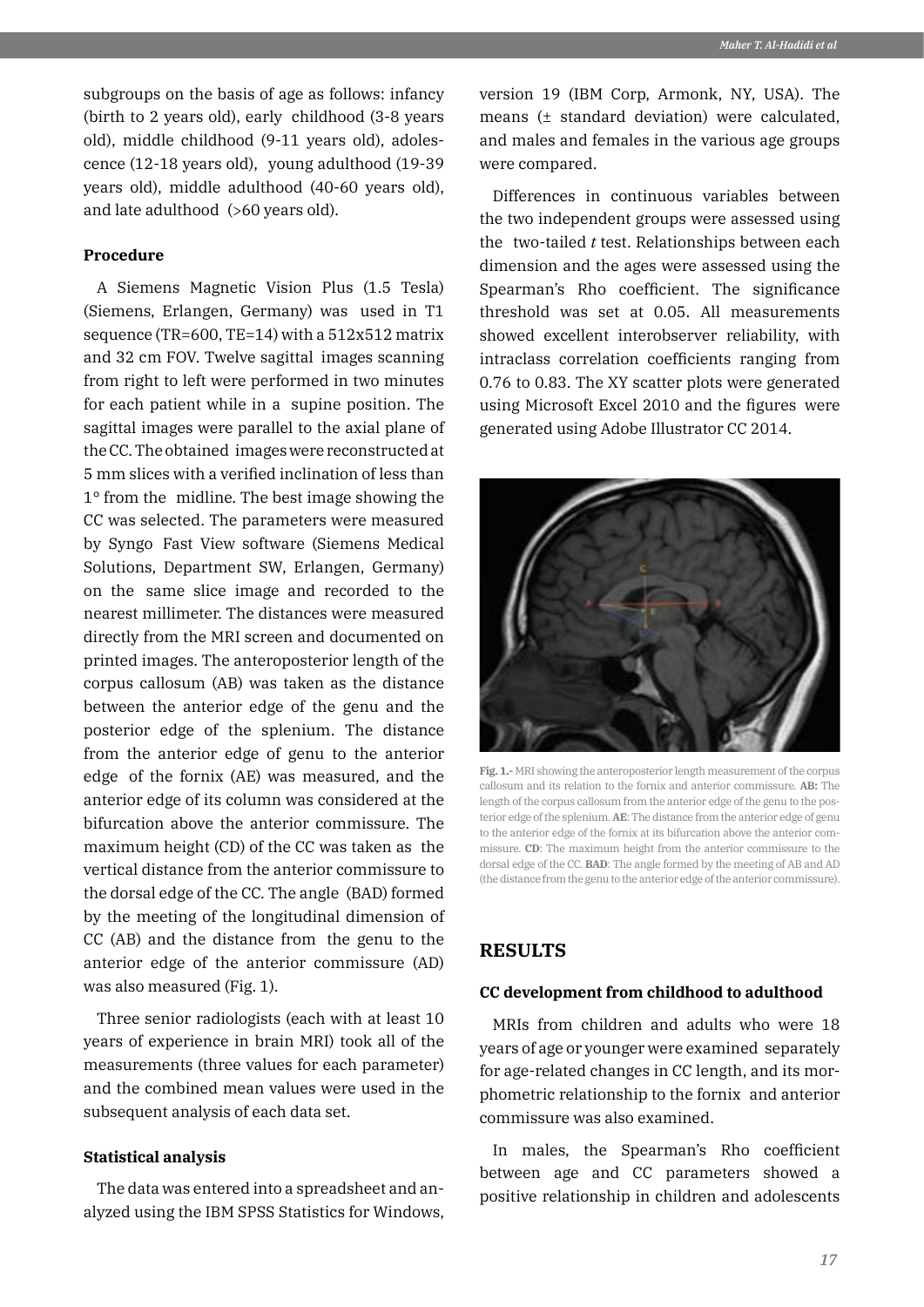subgroups on the basis of age as follows: infancy (birth to 2 years old), early childhood (3-8 years old), middle childhood (9-11 years old), adolescence (12-18 years old), young adulthood (19-39 years old), middle adulthood (40-60 years old), and late adulthood (>60 years old).

### Procedure

A Siemens Magnetic Vision Plus (1.5 Tesla) (Siemens, Erlangen, Germany) was used in T1 sequence (TR=600, TE=14) with a 512x512 matrix and 32 cm FOV. Twelve sagittal images scanning from right to left were performed in two minutes for each patient while in a supine position. The sagittal images were parallel to the axial plane of the CC. The obtained images were reconstructed at 5 mm slices with a verified inclination of less than 1° from the midline. The best image showing the CC was selected. The parameters were measured by Syngo Fast View software (Siemens Medical Solutions, Department SW, Erlangen, Germany) on the same slice image and recorded to the nearest millimeter. The distances were measured directly from the MRI screen and documented on printed images. The anteroposterior length of the corpus callosum (AB) was taken as the distance between the anterior edge of the genu and the posterior edge of the splenium. The distance from the anterior edge of genu to the anterior edge of the fornix (AE) was measured, and the anterior edge of its column was considered at the bifurcation above the anterior commissure. The maximum height (CD) of the CC was taken as the vertical distance from the anterior commissure to the dorsal edge of the CC. The angle (BAD) formed by the meeting of the longitudinal dimension of CC (AB) and the distance from the genu to the anterior edge of the anterior commissure (AD) was also measured (Fig. 1).

Three senior radiologists (each with at least 10 years of experience in brain MRI) took all of the measurements (three values for each parameter) and the combined mean values were used in the subsequent analysis of each data set.

### Statistical analysis

The data was entered into a spreadsheet and analyzed using the IBM SPSS Statistics for Windows, version 19 (IBM Corp, Armonk, NY, USA). The means (± standard deviation) were calculated, and males and females in the various age groups were compared.

Differences in continuous variables between the two independent groups were assessed using the two-tailed *t* test. Relationships between each dimension and the ages were assessed using the Spearman's Rho coefficient. The significance threshold was set at 0.05. All measurements showed excellent interobserver reliability, with intraclass correlation coefficients ranging from 0.76 to 0.83. The XY scatter plots were generated using Microsoft Excel 2010 and the figures were generated using Adobe Illustrator CC 2014.

**Fig. 1.-** MRI showing the anteroposterior length measurement of the corpus callosum and its relation to the fornix and anterior commissure. **AB:** The length of the corpus callosum from the anterior edge of the genu to the posterior edge of the splenium. **AE**: The distance from the anterior edge of genu to the anterior edge of the fornix at its bifurcation above the anterior commissure. **CD**: The maximum height from the anterior commissure to the dorsal edge of the CC. **BAD**: The angle formed by the meeting of AB and AD (the distance from the genu to the anterior edge of the anterior commissure).

## RESULTS

### CC development from childhood to adulthood

MRIs from children and adults who were 18 years of age or younger were examined separately for age-related changes in CC length, and its morphometric relationship to the fornix and anterior commissure was also examined.

In males, the Spearman's Rho coefficient between age and CC parameters showed a positive relationship in children and adolescents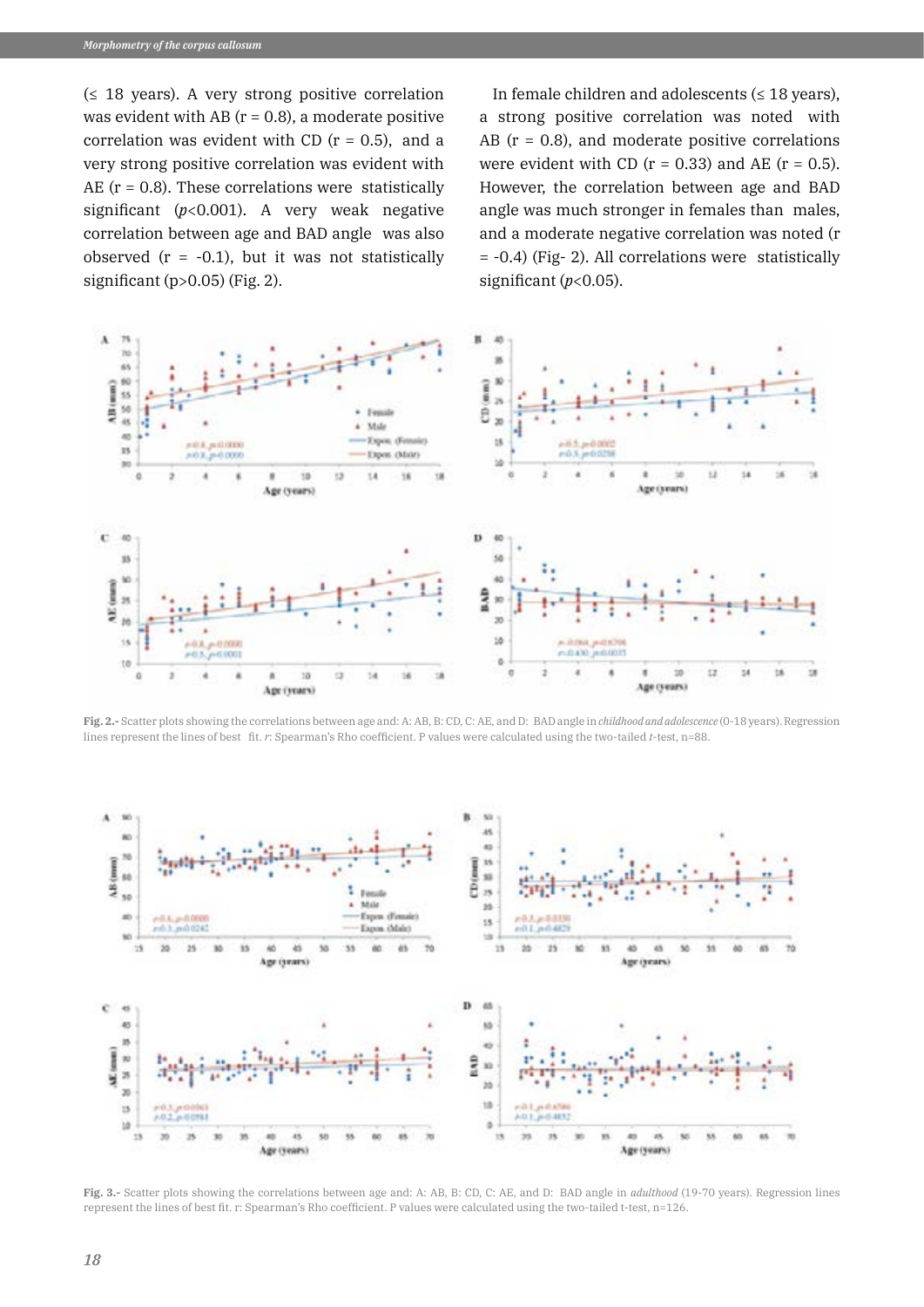(≤ 18 years). A very strong positive correlation was evident with AB (r = 0.8), a moderate positive correlation was evident with CD (r = 0.5), and a very strong positive correlation was evident with AE (r = 0.8). These correlations were statistically significant (*p*<0.001). A very weak negative correlation between age and BAD angle was also observed (r = -0.1), but it was not statistically significant (p>0.05) (Fig. 2).

In female children and adolescents (≤ 18 years), a strong positive correlation was noted with AB (r = 0.8), and moderate positive correlations were evident with CD (r = 0.33) and AE (r = 0.5). However, the correlation between age and BAD angle was much stronger in females than males, and a moderate negative correlation was noted (r = -0.4) (Fig- 2). All correlations were statistically significant (*p*<0.05).

**Fig. 2.-** Scatter plots showing the correlations between age and: A: AB, B: CD, C: AE, and D: BAD angle in *childhood and adolescence* (0-18 years). Regression lines represent the lines of best fit. *r*: Spearman's Rho coefficient. P values were calculated using the two-tailed *t*-test, n=88.

**Fig. 3.-** Scatter plots showing the correlations between age and: A: AB, B: CD, C: AE, and D: BAD angle in *adulthood* (19-70 years). Regression lines represent the lines of best fit. r: Spearman's Rho coefficient. P values were calculated using the two-tailed t-test, n=126.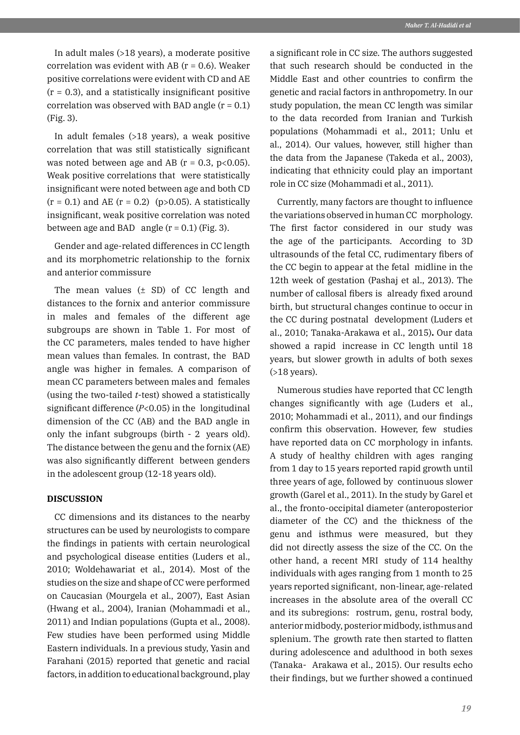In adult males (>18 years), a moderate positive correlation was evident with AB (r = 0.6). Weaker positive correlations were evident with CD and AE (r = 0.3), and a statistically insignificant positive correlation was observed with BAD angle (r = 0.1) (Fig. 3).

In adult females (>18 years), a weak positive correlation that was still statistically significant was noted between age and AB (r = 0.3, $p<0.05$). Weak positive correlations that were statistically insignificant were noted between age and both CD (r = 0.1) and AE (r = 0.2) ($p>0.05$). A statistically insignificant, weak positive correlation was noted between age and BAD angle (r = 0.1) (Fig. 3).

Gender and age-related differences in CC length and its morphometric relationship to the fornix and anterior commissure

The mean values (± SD) of CC length and distances to the fornix and anterior commissure in males and females of the different age subgroups are shown in Table 1. For most of the CC parameters, males tended to have higher mean values than females. In contrast, the BAD angle was higher in females. A comparison of mean CC parameters between males and females (using the two-tailed *t*-test) showed a statistically significant difference ($P<0.05$) in the longitudinal dimension of the CC (AB) and the BAD angle in only the infant subgroups (birth - 2 years old). The distance between the genu and the fornix (AE) was also significantly different between genders in the adolescent group (12-18 years old).

## DISCUSSION

CC dimensions and its distances to the nearby structures can be used by neurologists to compare the findings in patients with certain neurological and psychological disease entities (Luders et al., 2010; Woldehawariat et al., 2014). Most of the studies on the size and shape of CC were performed on Caucasian (Mourgela et al., 2007), East Asian (Hwang et al., 2004), Iranian (Mohammadi et al., 2011) and Indian populations (Gupta et al., 2008). Few studies have been performed using Middle Eastern individuals. In a previous study, Yasin and Farahani (2015) reported that genetic and racial factors, in addition to educational background, play a significant role in CC size. The authors suggested that such research should be conducted in the Middle East and other countries to confirm the genetic and racial factors in anthropometry. In our study population, the mean CC length was similar to the data recorded from Iranian and Turkish populations (Mohammadi et al., 2011; Unlu et al., 2014). Our values, however, still higher than the data from the Japanese (Takeda et al., 2003), indicating that ethnicity could play an important role in CC size (Mohammadi et al., 2011).

Currently, many factors are thought to influence the variations observed in human CC morphology. The first factor considered in our study was the age of the participants. According to 3D ultrasounds of the fetal CC, rudimentary fibers of the CC begin to appear at the fetal midline in the 12th week of gestation (Pashaj et al., 2013). The number of callosal fibers is already fixed around birth, but structural changes continue to occur in the CC during postnatal development (Luders et al., 2010; Tanaka-Arakawa et al., 2015). Our data showed a rapid increase in CC length until 18 years, but slower growth in adults of both sexes (>18 years).

Numerous studies have reported that CC length changes significantly with age (Luders et al., 2010; Mohammadi et al., 2011), and our findings confirm this observation. However, few studies have reported data on CC morphology in infants. A study of healthy children with ages ranging from 1 day to 15 years reported rapid growth until three years of age, followed by continuous slower growth (Garel et al., 2011). In the study by Garel et al., the fronto-occipital diameter (anteroposterior diameter of the CC) and the thickness of the genu and isthmus were measured, but they did not directly assess the size of the CC. On the other hand, a recent MRI study of 114 healthy individuals with ages ranging from 1 month to 25 years reported significant, non-linear, age-related increases in the absolute area of the overall CC and its subregions: rostrum, genu, rostral body, anterior midbody, posterior midbody, isthmus and splenium. The growth rate then started to flatten during adolescence and adulthood in both sexes (Tanaka- Arakawa et al., 2015). Our results echo their findings, but we further showed a continued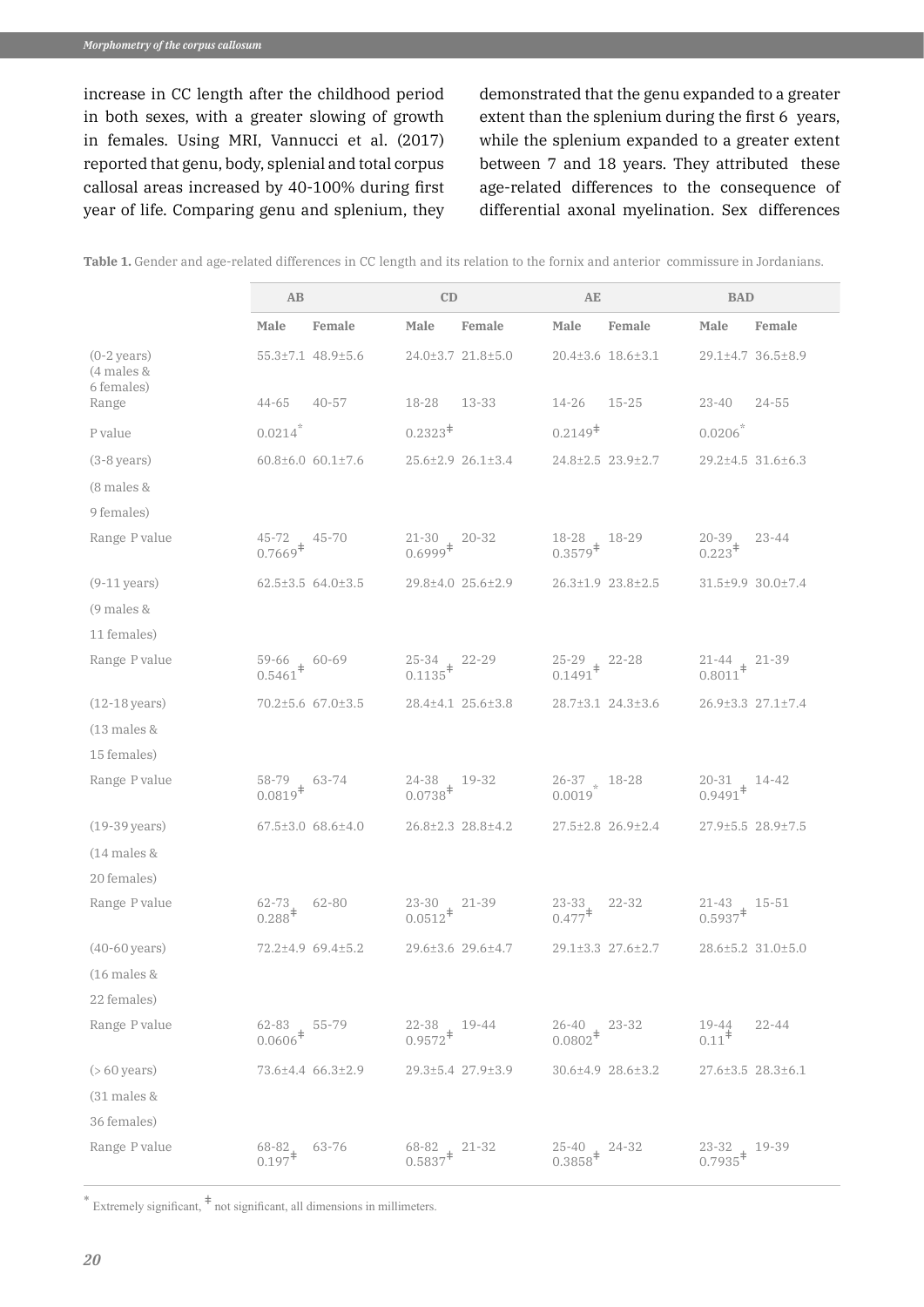increase in CC length after the childhood period in both sexes, with a greater slowing of growth in females. Using MRI, Vannucci et al. (2017) reported that genu, body, splenial and total corpus callosal areas increased by 40-100% during first year of life. Comparing genu and splenium, they demonstrated that the genu expanded to a greater extent than the splenium during the first 6 years, while the splenium expanded to a greater extent between 7 and 18 years. They attributed these age-related differences to the consequence of differential axonal myelination. Sex differences

**Table 1.** Gender and age-related differences in CC length and its relation to the fornix and anterior commissure in Jordanians.

| | AB | | CD | | AE | | BAD | |
|---|---|---|---|---|---|---|---|---|
| | Male | Female | Male | Female | Male | Female | Male | Female |
| (0-2 years) (4 males & 6 females) | 55.3±7.1 | 48.9±5.6 | 24.0±3.7 | 21.8±5.0 | 20.4±3.6 | 18.6±3.1 | 29.1±4.7 | 36.5±8.9 |
| Range | 44-65 | 40-57 | 18-28 | 13-33 | 14-26 | 15-25 | 23-40 | 24-55 |
| P value | 0.0214* | | 0.2323‡ | | 0.2149‡ | | 0.0206* | |
| (3-8 years) (8 males & 9 females) | 60.8±6.0 | 60.1±7.6 | 25.6±2.9 | 26.1±3.4 | 24.8±2.5 | 23.9±2.7 | 29.2±4.5 | 31.6±6.3 |
| Range P value | 45-72 0.7669‡ | 45-70 | 21-30 0.6999‡ | 20-32 | 18-28 0.3579‡ | 18-29 | 20-39 0.223‡ | 23-44 |
| (9-11 years) (9 males & 11 females) | 62.5±3.5 | 64.0±3.5 | 29.8±4.0 | 25.6±2.9 | 26.3±1.9 | 23.8±2.5 | 31.5±9.9 | 30.0±7.4 |
| Range P value | 59-66 0.5461‡ | 60-69 | 25-34 0.1135‡ | 22-29 | 25-29 0.1491‡ | 22-28 | 21-44 0.8011‡ | 21-39 |
| (12-18 years) (13 males & 15 females) | 70.2±5.6 | 67.0±3.5 | 28.4±4.1 | 25.6±3.8 | 28.7±3.1 | 24.3±3.6 | 26.9±3.3 | 27.1±7.4 |
| Range P value | 58-79 0.0819‡ | 63-74 | 24-38 0.0738‡ | 19-32 | 26-37 0.0019* | 18-28 | 20-31 0.9491‡ | 14-42 |
| (19-39 years) (14 males & 20 females) | 67.5±3.0 | 68.6±4.0 | 26.8±2.3 | 28.8±4.2 | 27.5±2.8 | 26.9±2.4 | 27.9±5.5 | 28.9±7.5 |
| Range P value | 62-73 0.288‡ | 62-80 | 23-30 0.0512‡ | 21-39 | 23-33 0.477‡ | 22-32 | 21-43 0.5937‡ | 15-51 |
| (40-60 years) (16 males & 22 females) | 72.2±4.9 | 69.4±5.2 | 29.6±3.6 | 29.6±4.7 | 29.1±3.3 | 27.6±2.7 | 28.6±5.2 | 31.0±5.0 |
| Range P value | 62-83 0.0606‡ | 55-79 | 22-38 0.9572‡ | 19-44 | 26-40 0.0802‡ | 23-32 | 19-44 0.11‡ | 22-44 |
| (> 60 years) (31 males & 36 females) | 73.6±4.4 | 66.3±2.9 | 29.3±5.4 | 27.9±3.9 | 30.6±4.9 | 28.6±3.2 | 27.6±3.5 | 28.3±6.1 |
| Range P value | 68-82 0.197‡ | 63-76 | 68-82 0.5837‡ | 21-32 | 25-40 0.3858‡ | 24-32 | 23-32 0.7935‡ | 19-39 |

\* Extremely significant, ‡ not significant, all dimensions in millimeters.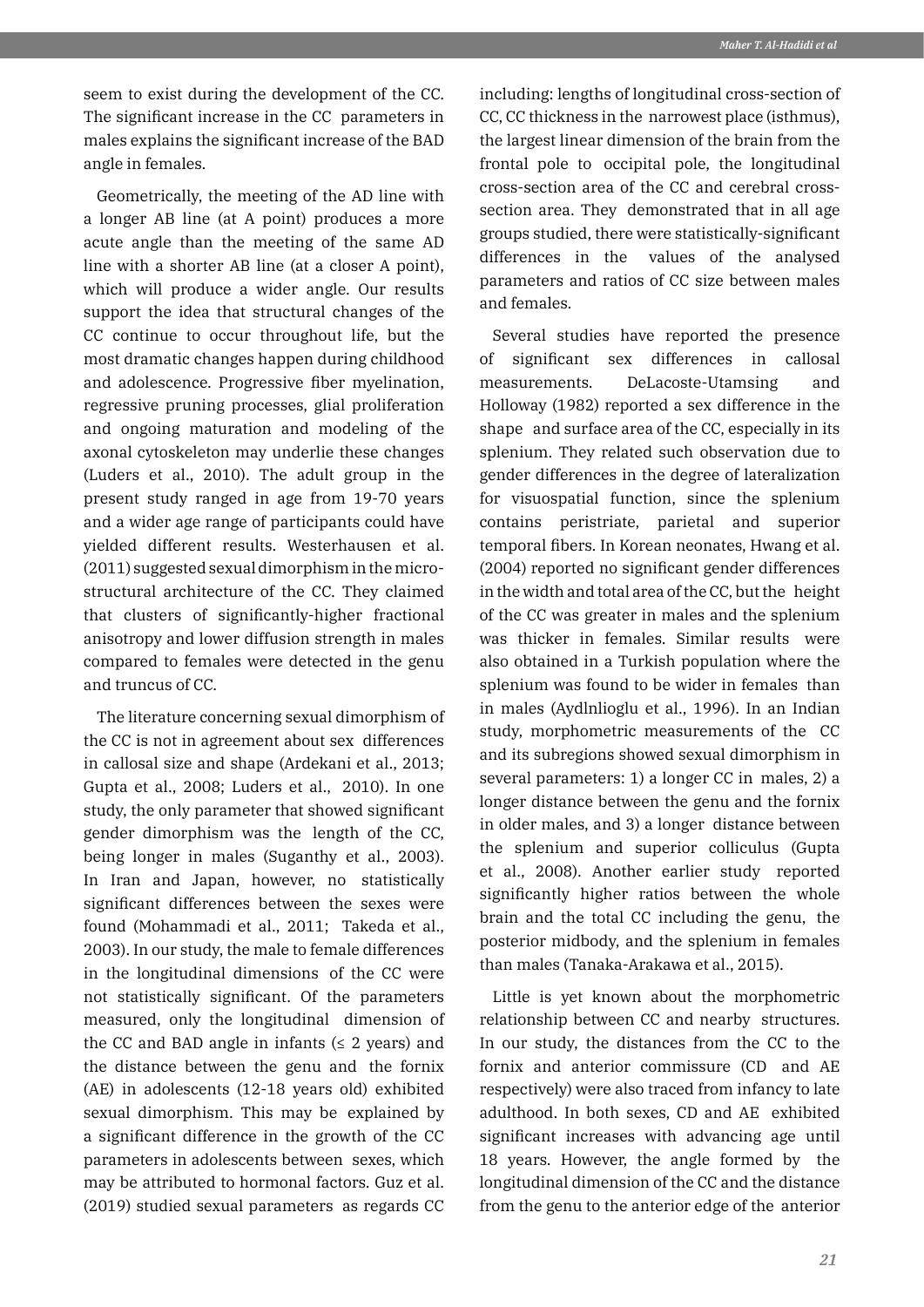seem to exist during the development of the CC. The significant increase in the CC parameters in males explains the significant increase of the BAD angle in females.

Geometrically, the meeting of the AD line with a longer AB line (at A point) produces a more acute angle than the meeting of the same AD line with a shorter AB line (at a closer A point), which will produce a wider angle. Our results support the idea that structural changes of the CC continue to occur throughout life, but the most dramatic changes happen during childhood and adolescence. Progressive fiber myelination, regressive pruning processes, glial proliferation and ongoing maturation and modeling of the axonal cytoskeleton may underlie these changes (Luders et al., 2010). The adult group in the present study ranged in age from 19-70 years and a wider age range of participants could have yielded different results. Westerhausen et al. (2011) suggested sexual dimorphism in the micro-structural architecture of the CC. They claimed that clusters of significantly-higher fractional anisotropy and lower diffusion strength in males compared to females were detected in the genu and truncus of CC.

The literature concerning sexual dimorphism of the CC is not in agreement about sex differences in callosal size and shape (Ardekani et al., 2013; Gupta et al., 2008; Luders et al., 2010). In one study, the only parameter that showed significant gender dimorphism was the length of the CC, being longer in males (Suganthy et al., 2003). In Iran and Japan, however, no statistically significant differences between the sexes were found (Mohammadi et al., 2011; Takeda et al., 2003). In our study, the male to female differences in the longitudinal dimensions of the CC were not statistically significant. Of the parameters measured, only the longitudinal dimension of the CC and BAD angle in infants (≤ 2 years) and the distance between the genu and the fornix (AE) in adolescents (12-18 years old) exhibited sexual dimorphism. This may be explained by a significant difference in the growth of the CC parameters in adolescents between sexes, which may be attributed to hormonal factors. Guz et al. (2019) studied sexual parameters as regards CC including: lengths of longitudinal cross-section of CC, CC thickness in the narrowest place (isthmus), the largest linear dimension of the brain from the frontal pole to occipital pole, the longitudinal cross-section area of the CC and cerebral cross-section area. They demonstrated that in all age groups studied, there were statistically-significant differences in the values of the analysed parameters and ratios of CC size between males and females.

Several studies have reported the presence of significant sex differences in callosal measurements. DeLacoste-Utamsing and Holloway (1982) reported a sex difference in the shape and surface area of the CC, especially in its splenium. They related such observation due to gender differences in the degree of lateralization for visuospatial function, since the splenium contains peristriate, parietal and superior temporal fibers. In Korean neonates, Hwang et al. (2004) reported no significant gender differences in the width and total area of the CC, but the height of the CC was greater in males and the splenium was thicker in females. Similar results were also obtained in a Turkish population where the splenium was found to be wider in females than in males (Aydlnlioglu et al., 1996). In an Indian study, morphometric measurements of the CC and its subregions showed sexual dimorphism in several parameters: 1) a longer CC in males, 2) a longer distance between the genu and the fornix in older males, and 3) a longer distance between the splenium and superior colliculus (Gupta et al., 2008). Another earlier study reported significantly higher ratios between the whole brain and the total CC including the genu, the posterior midbody, and the splenium in females than males (Tanaka-Arakawa et al., 2015).

Little is yet known about the morphometric relationship between CC and nearby structures. In our study, the distances from the CC to the fornix and anterior commissure (CD and AE respectively) were also traced from infancy to late adulthood. In both sexes, CD and AE exhibited significant increases with advancing age until 18 years. However, the angle formed by the longitudinal dimension of the CC and the distance from the genu to the anterior edge of the anterior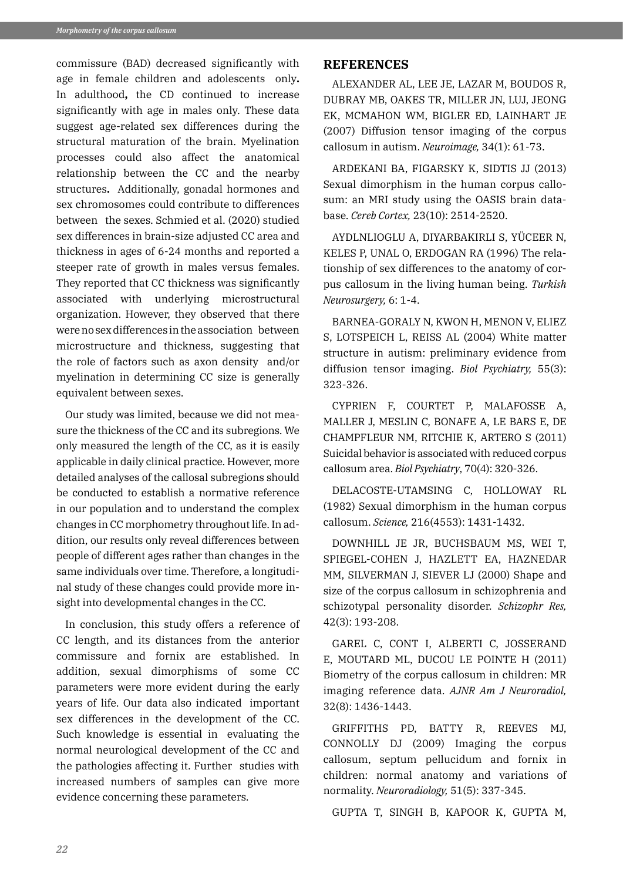commissure (BAD) decreased significantly with age in female children and adolescents only**.** In adulthood**,** the CD continued to increase significantly with age in males only. These data suggest age-related sex differences during the structural maturation of the brain. Myelination processes could also affect the anatomical relationship between the CC and the nearby structures**.** Additionally, gonadal hormones and sex chromosomes could contribute to differences between the sexes. Schmied et al. (2020) studied sex differences in brain-size adjusted CC area and thickness in ages of 6-24 months and reported a steeper rate of growth in males versus females. They reported that CC thickness was significantly associated with underlying microstructural organization. However, they observed that there were no sex differences in the association between microstructure and thickness, suggesting that the role of factors such as axon density and/or myelination in determining CC size is generally equivalent between sexes.

Our study was limited, because we did not measure the thickness of the CC and its subregions. We only measured the length of the CC, as it is easily applicable in daily clinical practice. However, more detailed analyses of the callosal subregions should be conducted to establish a normative reference in our population and to understand the complex changes in CC morphometry throughout life. In addition, our results only reveal differences between people of different ages rather than changes in the same individuals over time. Therefore, a longitudinal study of these changes could provide more insight into developmental changes in the CC.

In conclusion, this study offers a reference of CC length, and its distances from the anterior commissure and fornix are established. In addition, sexual dimorphisms of some CC parameters were more evident during the early years of life. Our data also indicated important sex differences in the development of the CC. Such knowledge is essential in evaluating the normal neurological development of the CC and the pathologies affecting it. Further studies with increased numbers of samples can give more evidence concerning these parameters.

## REFERENCES

ALEXANDER AL, LEE JE, LAZAR M, BOUDOS R, DUBRAY MB, OAKES TR, MILLER JN, LUJ, JEONG EK, MCMAHON WM, BIGLER ED, LAINHART JE (2007) Diffusion tensor imaging of the corpus callosum in autism. *Neuroimage,* 34(1): 61-73.

ARDEKANI BA, FIGARSKY K, SIDTIS JJ (2013) Sexual dimorphism in the human corpus callosum: an MRI study using the OASIS brain database. *Cereb Cortex,* 23(10): 2514-2520.

AYDLNLIOGLU A, DIYARBAKIRLI S, YÜCEER N, KELES P, UNAL O, ERDOGAN RA (1996) The relationship of sex differences to the anatomy of corpus callosum in the living human being. *Turkish Neurosurgery,* 6: 1-4.

BARNEA-GORALY N, KWON H, MENON V, ELIEZ S, LOTSPEICH L, REISS AL (2004) White matter structure in autism: preliminary evidence from diffusion tensor imaging. *Biol Psychiatry,* 55(3): 323-326.

CYPRIEN F, COURTET P, MALAFOSSE A, MALLER J, MESLIN C, BONAFE A, LE BARS E, DE CHAMPFLEUR NM, RITCHIE K, ARTERO S (2011) Suicidal behavior is associated with reduced corpus callosum area. *Biol Psychiatry*, 70(4): 320-326.

DELACOSTE-UTAMSING C, HOLLOWAY RL (1982) Sexual dimorphism in the human corpus callosum. *Science,* 216(4553): 1431-1432.

DOWNHILL JE JR, BUCHSBAUM MS, WEI T, SPIEGEL-COHEN J, HAZLETT EA, HAZNEDAR MM, SILVERMAN J, SIEVER LJ (2000) Shape and size of the corpus callosum in schizophrenia and schizotypal personality disorder. *Schizophr Res,* 42(3): 193-208.

GAREL C, CONT I, ALBERTI C, JOSSERAND E, MOUTARD ML, DUCOU LE POINTE H (2011) Biometry of the corpus callosum in children: MR imaging reference data. *AJNR Am J Neuroradiol,* 32(8): 1436-1443.

GRIFFITHS PD, BATTY R, REEVES MJ, CONNOLLY DJ (2009) Imaging the corpus callosum, septum pellucidum and fornix in children: normal anatomy and variations of normality. *Neuroradiology,* 51(5): 337-345.

GUPTA T, SINGH B, KAPOOR K, GUPTA M,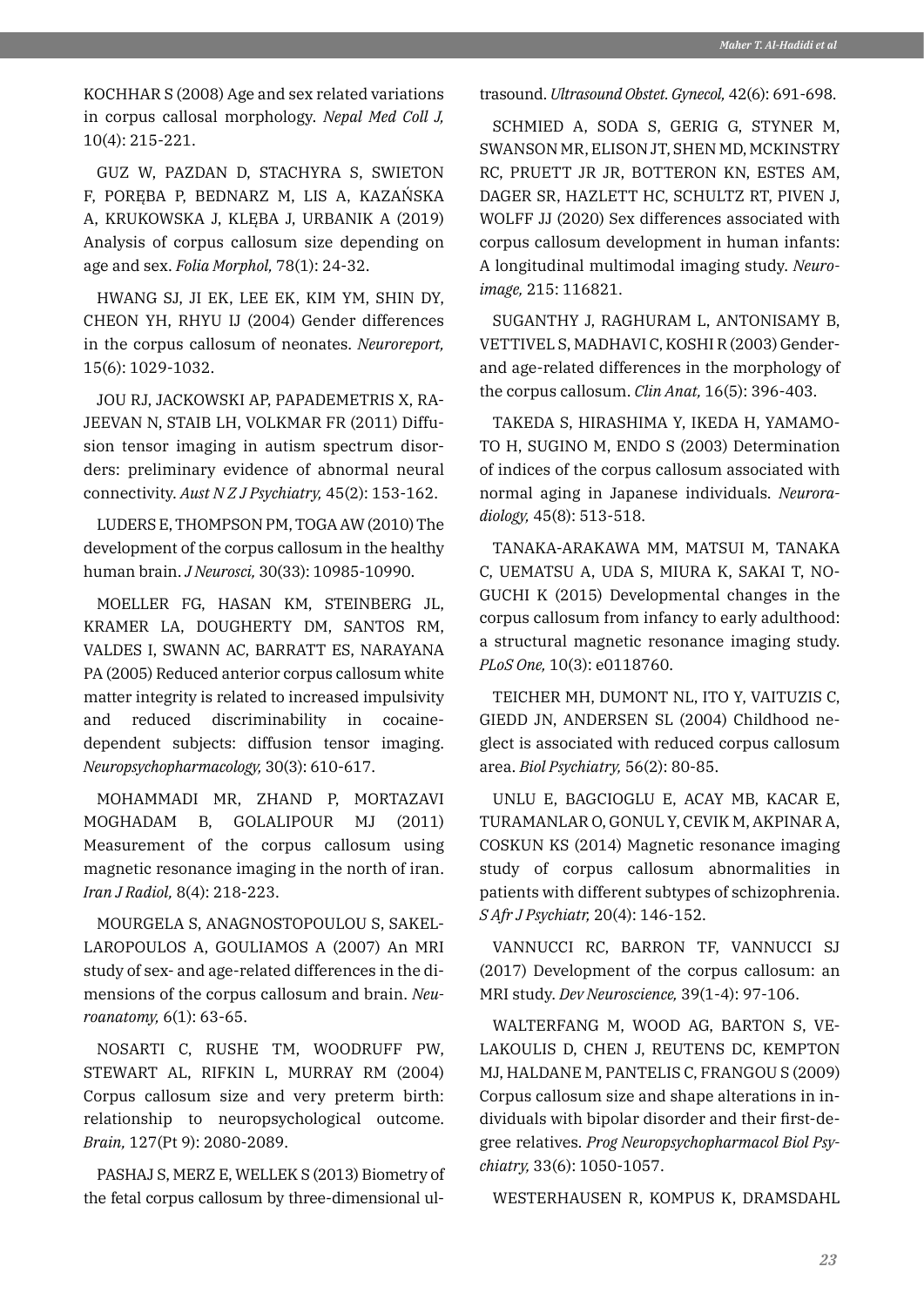KOCHHAR S (2008) Age and sex related variations in corpus callosal morphology. *Nepal Med Coll J,* 10(4): 215-221.

GUZ W, PAZDAN D, STACHYRA S, SWIETON F, PORĘBA P, BEDNARZ M, LIS A, KAZAŃSKA A, KRUKOWSKA J, KLĘBA J, URBANIK A (2019) Analysis of corpus callosum size depending on age and sex. *Folia Morphol,* 78(1): 24-32.

HWANG SJ, JI EK, LEE EK, KIM YM, SHIN DY, CHEON YH, RHYU IJ (2004) Gender differences in the corpus callosum of neonates. *Neuroreport,* 15(6): 1029-1032.

JOU RJ, JACKOWSKI AP, PAPADEMETRIS X, RAJEEVAN N, STAIB LH, VOLKMAR FR (2011) Diffusion tensor imaging in autism spectrum disorders: preliminary evidence of abnormal neural connectivity. *Aust N Z J Psychiatry,* 45(2): 153-162.

LUDERS E, THOMPSON PM, TOGA AW (2010) The development of the corpus callosum in the healthy human brain. *J Neurosci,* 30(33): 10985-10990.

MOELLER FG, HASAN KM, STEINBERG JL, KRAMER LA, DOUGHERTY DM, SANTOS RM, VALDES I, SWANN AC, BARRATT ES, NARAYANA PA (2005) Reduced anterior corpus callosum white matter integrity is related to increased impulsivity and reduced discriminability in cocaine-dependent subjects: diffusion tensor imaging. *Neuropsychopharmacology,* 30(3): 610-617.

MOHAMMADI MR, ZHAND P, MORTAZAVI MOGHADAM B, GOLALIPOUR MJ (2011) Measurement of the corpus callosum using magnetic resonance imaging in the north of iran. *Iran J Radiol,* 8(4): 218-223.

MOURGELA S, ANAGNOSTOPOULOU S, SAKELLAROPOULOS A, GOULIAMOS A (2007) An MRI study of sex- and age-related differences in the dimensions of the corpus callosum and brain. *Neuroanatomy,* 6(1): 63-65.

NOSARTI C, RUSHE TM, WOODRUFF PW, STEWART AL, RIFKIN L, MURRAY RM (2004) Corpus callosum size and very preterm birth: relationship to neuropsychological outcome. *Brain,* 127(Pt 9): 2080-2089.

PASHAJ S, MERZ E, WELLEK S (2013) Biometry of the fetal corpus callosum by three-dimensional ultrasound. *Ultrasound Obstet. Gynecol,* 42(6): 691-698.

SCHMIED A, SODA S, GERIG G, STYNER M, SWANSON MR, ELISON JT, SHEN MD, MCKINSTRY RC, PRUETT JR JR, BOTTERON KN, ESTES AM, DAGER SR, HAZLETT HC, SCHULTZ RT, PIVEN J, WOLFF JJ (2020) Sex differences associated with corpus callosum development in human infants: A longitudinal multimodal imaging study. *Neuroimage,* 215: 116821.

SUGANTHY J, RAGHURAM L, ANTONISAMY B, VETTIVEL S, MADHAVI C, KOSHI R (2003) Gender- and age-related differences in the morphology of the corpus callosum. *Clin Anat,* 16(5): 396-403.

TAKEDA S, HIRASHIMA Y, IKEDA H, YAMAMOTO H, SUGINO M, ENDO S (2003) Determination of indices of the corpus callosum associated with normal aging in Japanese individuals. *Neuroradiology,* 45(8): 513-518.

TANAKA-ARAKAWA MM, MATSUI M, TANAKA C, UEMATSU A, UDA S, MIURA K, SAKAI T, NOGUCHI K (2015) Developmental changes in the corpus callosum from infancy to early adulthood: a structural magnetic resonance imaging study. *PLoS One,* 10(3): e0118760.

TEICHER MH, DUMONT NL, ITO Y, VAITUZIS C, GIEDD JN, ANDERSEN SL (2004) Childhood neglect is associated with reduced corpus callosum area. *Biol Psychiatry,* 56(2): 80-85.

UNLU E, BAGCIOGLU E, ACAY MB, KACAR E, TURAMANLAR O, GONUL Y, CEVIK M, AKPINAR A, COSKUN KS (2014) Magnetic resonance imaging study of corpus callosum abnormalities in patients with different subtypes of schizophrenia. *S Afr J Psychiatr,* 20(4): 146-152.

VANNUCCI RC, BARRON TF, VANNUCCI SJ (2017) Development of the corpus callosum: an MRI study. *Dev Neuroscience,* 39(1-4): 97-106.

WALTERFANG M, WOOD AG, BARTON S, VELAKOULIS D, CHEN J, REUTENS DC, KEMPTON MJ, HALDANE M, PANTELIS C, FRANGOU S (2009) Corpus callosum size and shape alterations in individuals with bipolar disorder and their first-degree relatives. *Prog Neuropsychopharmacol Biol Psychiatry,* 33(6): 1050-1057.

WESTERHAUSEN R, KOMPUS K, DRAMSDAHL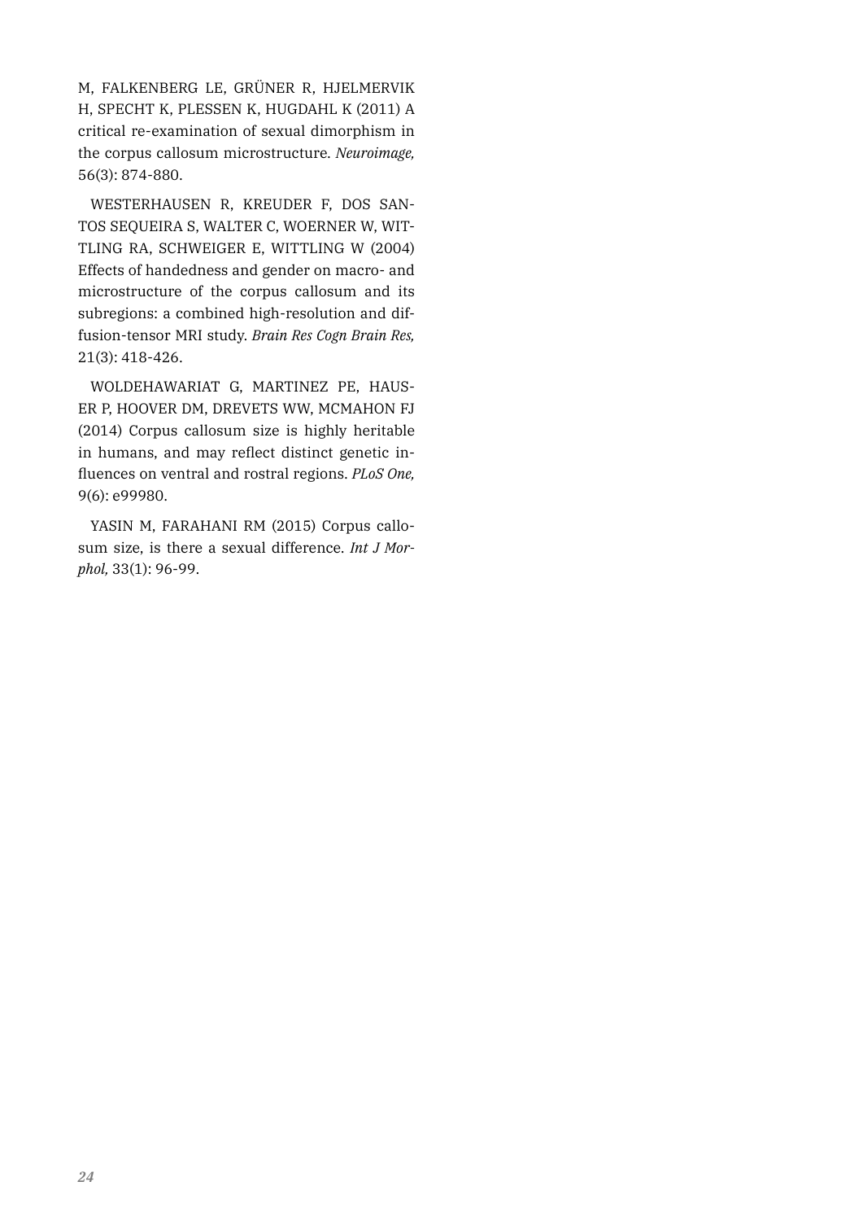M, FALKENBERG LE, GRÜNER R, HJELMERVIK H, SPECHT K, PLESSEN K, HUGDAHL K (2011) A critical re-examination of sexual dimorphism in the corpus callosum microstructure. *Neuroimage,* 56(3): 874-880.

WESTERHAUSEN R, KREUDER F, DOS SANTOS SEQUEIRA S, WALTER C, WOERNER W, WITTLING RA, SCHWEIGER E, WITTLING W (2004) Effects of handedness and gender on macro- and microstructure of the corpus callosum and its subregions: a combined high-resolution and diffusion-tensor MRI study. *Brain Res Cogn Brain Res,* 21(3): 418-426.

WOLDEHAWARIAT G, MARTINEZ PE, HAUSER P, HOOVER DM, DREVETS WW, MCMAHON FJ (2014) Corpus callosum size is highly heritable in humans, and may reflect distinct genetic influences on ventral and rostral regions. *PLoS One,* 9(6): e99980.

YASIN M, FARAHANI RM (2015) Corpus callosum size, is there a sexual difference. *Int J Morphol,* 33(1): 96-99.